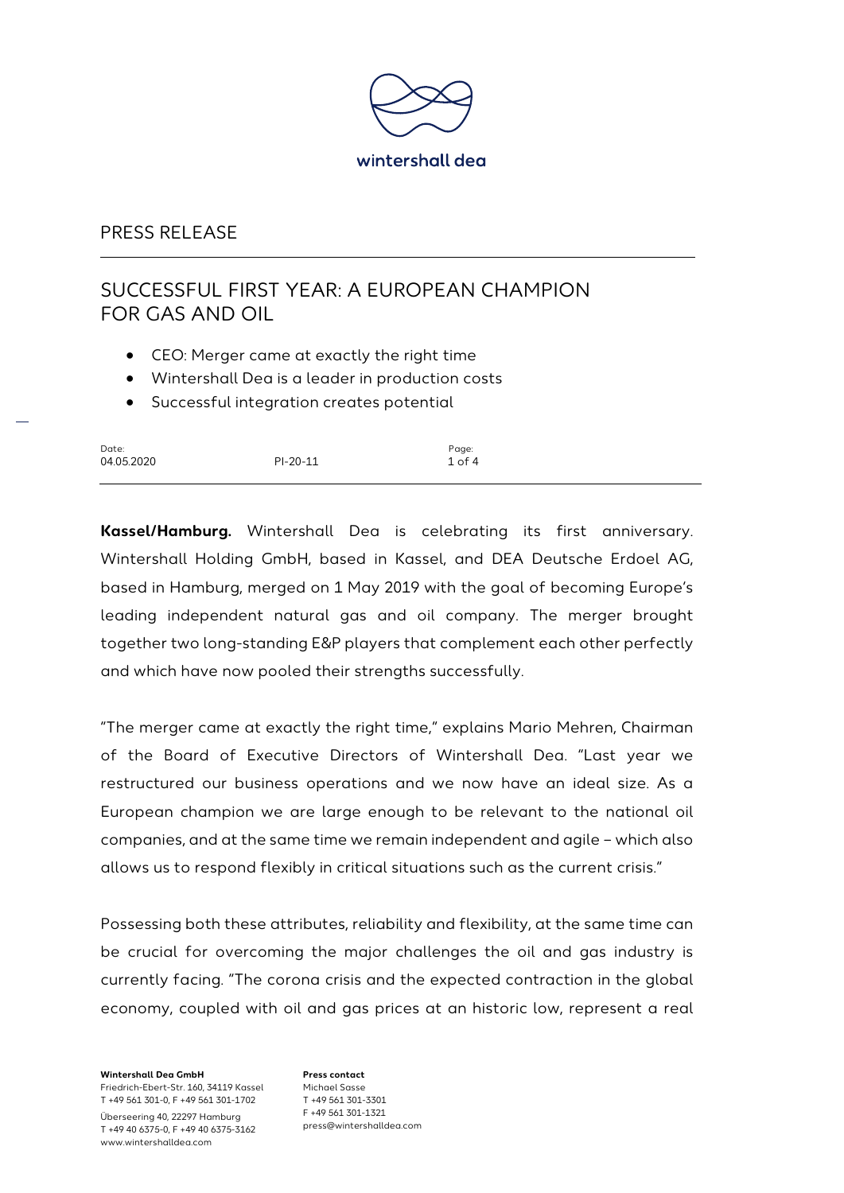wintershall dea

PRESS RELEASE

# SUCCESSFUL FIRST YEAR: A EUROPEAN CHAMPION FOR GAS AND OIL

- CEO: Merger came at exactly the right time
- Wintershall Dea is a leader in production costs
- Successful integration creates potential

| Date: | | Page: |
|---|---|---|
| 04.05.2020 | PI-20-11 | 1 of 4 |

**Kassel/Hamburg.** Wintershall Dea is celebrating its first anniversary. Wintershall Holding GmbH, based in Kassel, and DEA Deutsche Erdoel AG, based in Hamburg, merged on 1 May 2019 with the goal of becoming Europe's leading independent natural gas and oil company. The merger brought together two long-standing E&P players that complement each other perfectly and which have now pooled their strengths successfully.

"The merger came at exactly the right time," explains Mario Mehren, Chairman of the Board of Executive Directors of Wintershall Dea. "Last year we restructured our business operations and we now have an ideal size. As a European champion we are large enough to be relevant to the national oil companies, and at the same time we remain independent and agile – which also allows us to respond flexibly in critical situations such as the current crisis."

Possessing both these attributes, reliability and flexibility, at the same time can be crucial for overcoming the major challenges the oil and gas industry is currently facing. "The corona crisis and the expected contraction in the global economy, coupled with oil and gas prices at an historic low, represent a real

**Wintershall Dea GmbH**
Friedrich-Ebert-Str. 160, 34119 Kassel
T +49 561 301-0, F +49 561 301-1702
Überseering 40, 22297 Hamburg
T +49 40 6375-0, F +49 40 6375-3162
www.wintershalldea.com

**Press contact**
Michael Sasse
T +49 561 301-3301
F +49 561 301-1321
press@wintershalldea.com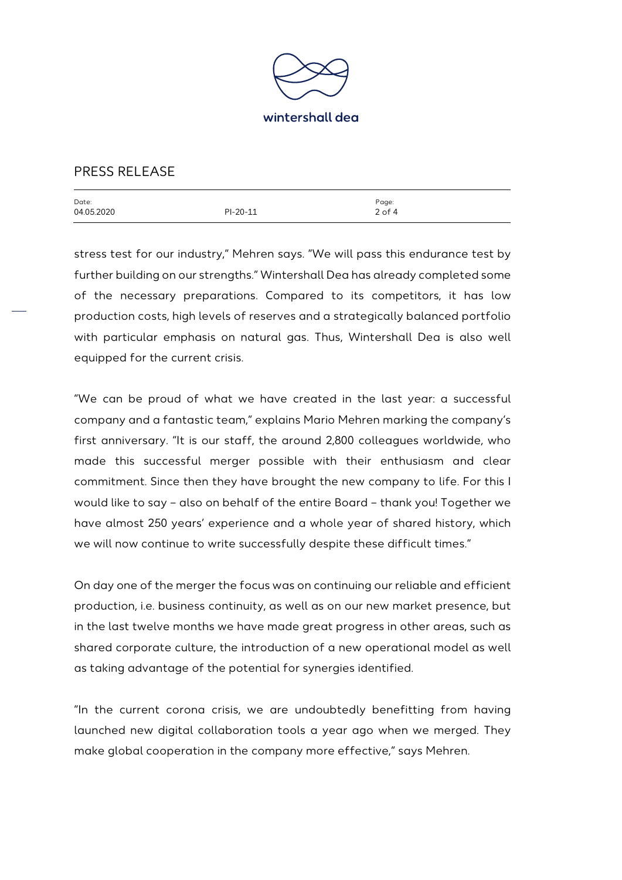stress test for our industry," Mehren says. "We will pass this endurance test by further building on our strengths." Wintershall Dea has already completed some of the necessary preparations. Compared to its competitors, it has low production costs, high levels of reserves and a strategically balanced portfolio with particular emphasis on natural gas. Thus, Wintershall Dea is also well equipped for the current crisis.

"We can be proud of what we have created in the last year: a successful company and a fantastic team," explains Mario Mehren marking the company's first anniversary. "It is our staff, the around 2,800 colleagues worldwide, who made this successful merger possible with their enthusiasm and clear commitment. Since then they have brought the new company to life. For this I would like to say – also on behalf of the entire Board – thank you! Together we have almost 250 years' experience and a whole year of shared history, which we will now continue to write successfully despite these difficult times."

On day one of the merger the focus was on continuing our reliable and efficient production, i.e. business continuity, as well as on our new market presence, but in the last twelve months we have made great progress in other areas, such as shared corporate culture, the introduction of a new operational model as well as taking advantage of the potential for synergies identified.

"In the current corona crisis, we are undoubtedly benefitting from having launched new digital collaboration tools a year ago when we merged. They make global cooperation in the company more effective," says Mehren.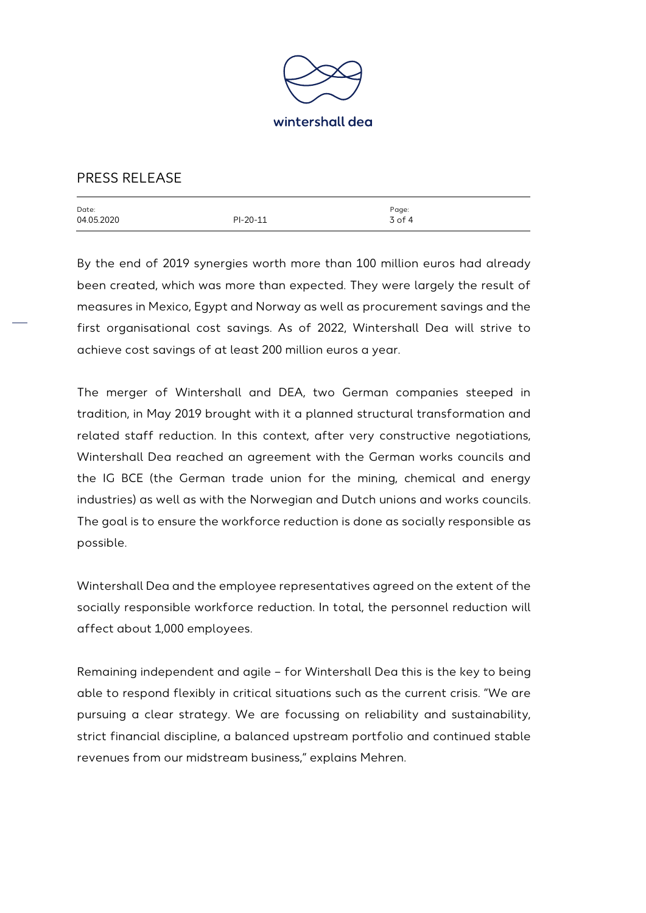By the end of 2019 synergies worth more than 100 million euros had already been created, which was more than expected. They were largely the result of measures in Mexico, Egypt and Norway as well as procurement savings and the first organisational cost savings. As of 2022, Wintershall Dea will strive to achieve cost savings of at least 200 million euros a year.

The merger of Wintershall and DEA, two German companies steeped in tradition, in May 2019 brought with it a planned structural transformation and related staff reduction. In this context, after very constructive negotiations, Wintershall Dea reached an agreement with the German works councils and the IG BCE (the German trade union for the mining, chemical and energy industries) as well as with the Norwegian and Dutch unions and works councils. The goal is to ensure the workforce reduction is done as socially responsible as possible.

Wintershall Dea and the employee representatives agreed on the extent of the socially responsible workforce reduction. In total, the personnel reduction will affect about 1,000 employees.

Remaining independent and agile – for Wintershall Dea this is the key to being able to respond flexibly in critical situations such as the current crisis. "We are pursuing a clear strategy. We are focussing on reliability and sustainability, strict financial discipline, a balanced upstream portfolio and continued stable revenues from our midstream business," explains Mehren.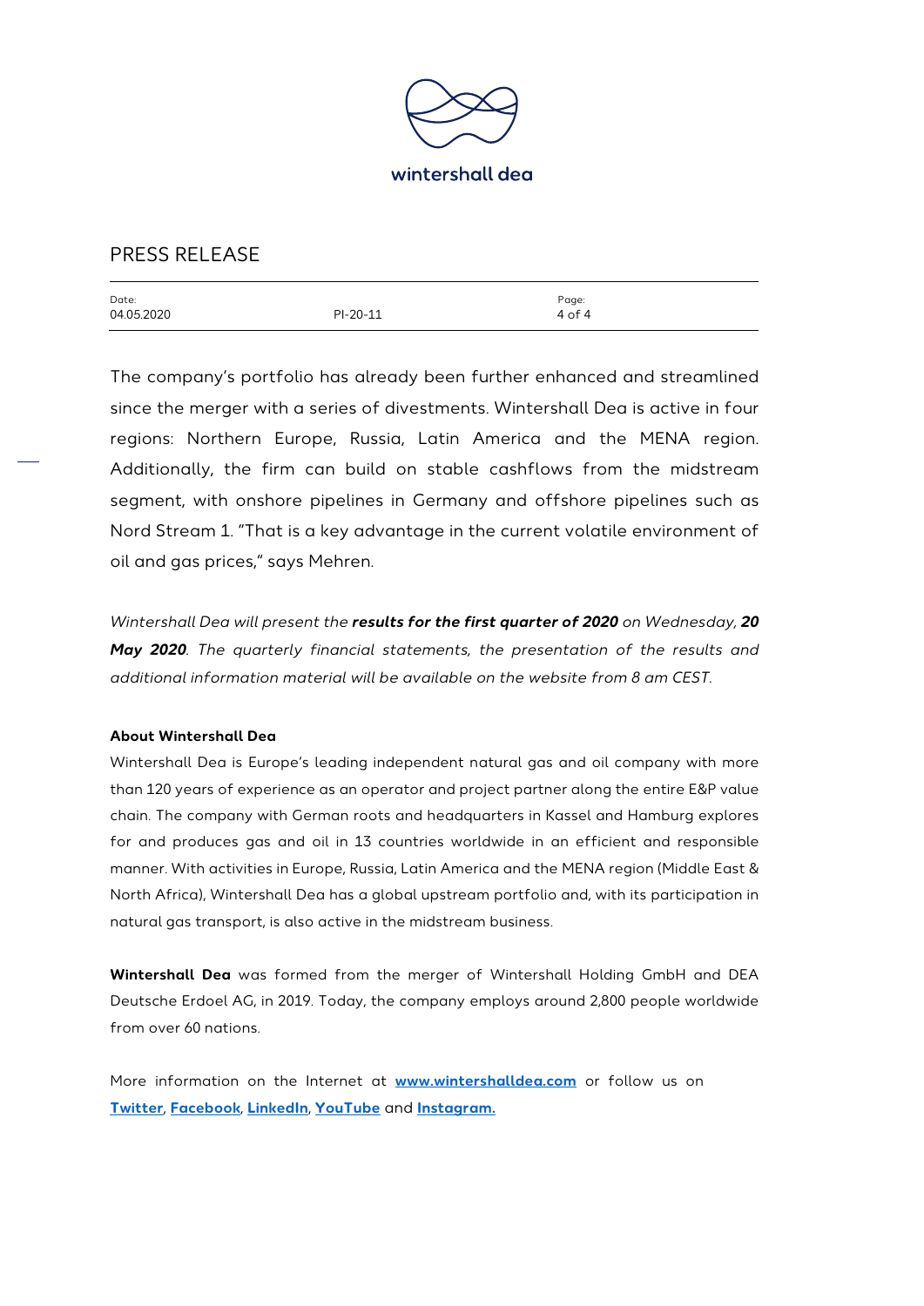The company's portfolio has already been further enhanced and streamlined since the merger with a series of divestments. Wintershall Dea is active in four regions: Northern Europe, Russia, Latin America and the MENA region. Additionally, the firm can build on stable cashflows from the midstream segment, with onshore pipelines in Germany and offshore pipelines such as Nord Stream 1. "That is a key advantage in the current volatile environment of oil and gas prices," says Mehren.

*Wintershall Dea will present the* ***results for the first quarter of 2020*** *on Wednesday,* ***20 May 2020****. The quarterly financial statements, the presentation of the results and additional information material will be available on the website from 8 am CEST.*

**About Wintershall Dea**

Wintershall Dea is Europe's leading independent natural gas and oil company with more than 120 years of experience as an operator and project partner along the entire E&P value chain. The company with German roots and headquarters in Kassel and Hamburg explores for and produces gas and oil in 13 countries worldwide in an efficient and responsible manner. With activities in Europe, Russia, Latin America and the MENA region (Middle East & North Africa), Wintershall Dea has a global upstream portfolio and, with its participation in natural gas transport, is also active in the midstream business.

**Wintershall Dea** was formed from the merger of Wintershall Holding GmbH and DEA Deutsche Erdoel AG, in 2019. Today, the company employs around 2,800 people worldwide from over 60 nations.

More information on the Internet at **www.wintershalldea.com** or follow us on **Twitter**, **Facebook**, **LinkedIn**, **YouTube** and **Instagram.**